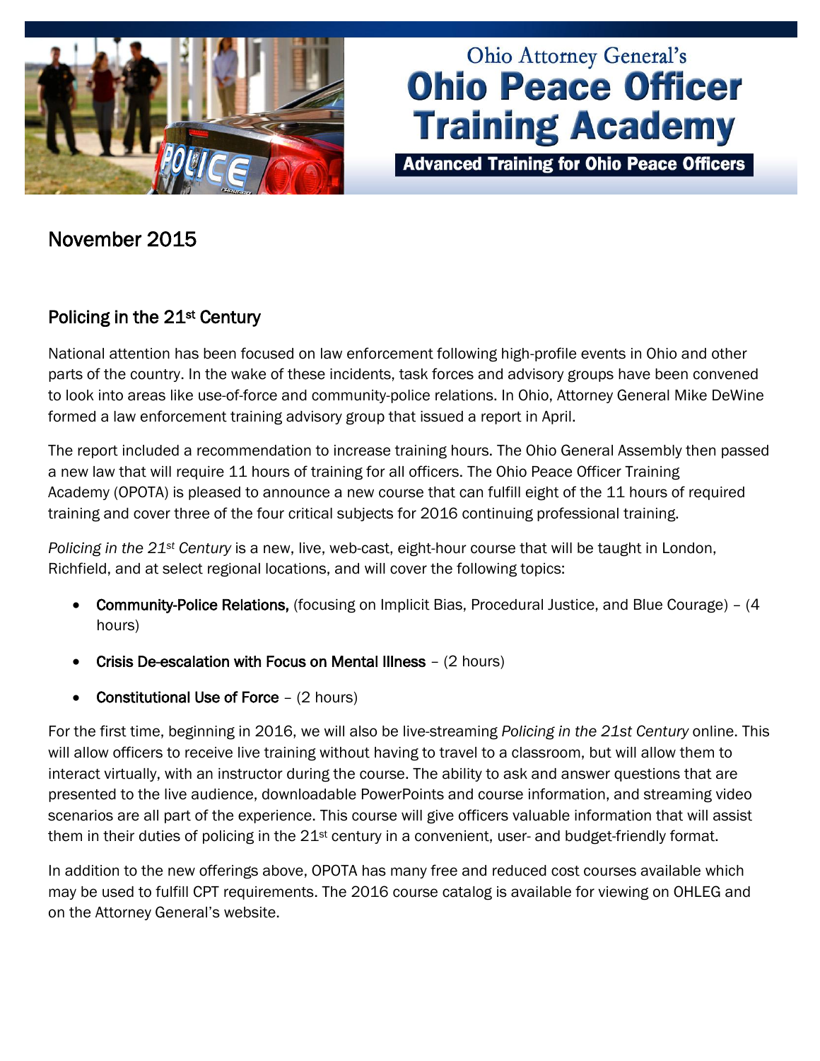# Ohio Attorney General's Ohio Peace Officer Training Academy

**Advanced Training for Ohio Peace Officers**

## November 2015

### Policing in the 21st Century

National attention has been focused on law enforcement following high-profile events in Ohio and other parts of the country. In the wake of these incidents, task forces and advisory groups have been convened to look into areas like use-of-force and community-police relations. In Ohio, Attorney General Mike DeWine formed a law enforcement training advisory group that issued a report in April.

The report included a recommendation to increase training hours. The Ohio General Assembly then passed a new law that will require 11 hours of training for all officers. The Ohio Peace Officer Training Academy (OPOTA) is pleased to announce a new course that can fulfill eight of the 11 hours of required training and cover three of the four critical subjects for 2016 continuing professional training.

*Policing in the 21st Century* is a new, live, web-cast, eight-hour course that will be taught in London, Richfield, and at select regional locations, and will cover the following topics:

- **Community-Police Relations,** (focusing on Implicit Bias, Procedural Justice, and Blue Courage) – (4 hours)
- **Crisis De-escalation with Focus on Mental Illness** – (2 hours)
- **Constitutional Use of Force** – (2 hours)

For the first time, beginning in 2016, we will also be live-streaming *Policing in the 21st Century* online. This will allow officers to receive live training without having to travel to a classroom, but will allow them to interact virtually, with an instructor during the course. The ability to ask and answer questions that are presented to the live audience, downloadable PowerPoints and course information, and streaming video scenarios are all part of the experience. This course will give officers valuable information that will assist them in their duties of policing in the 21st century in a convenient, user- and budget-friendly format.

In addition to the new offerings above, OPOTA has many free and reduced cost courses available which may be used to fulfill CPT requirements. The 2016 course catalog is available for viewing on OHLEG and on the Attorney General's website.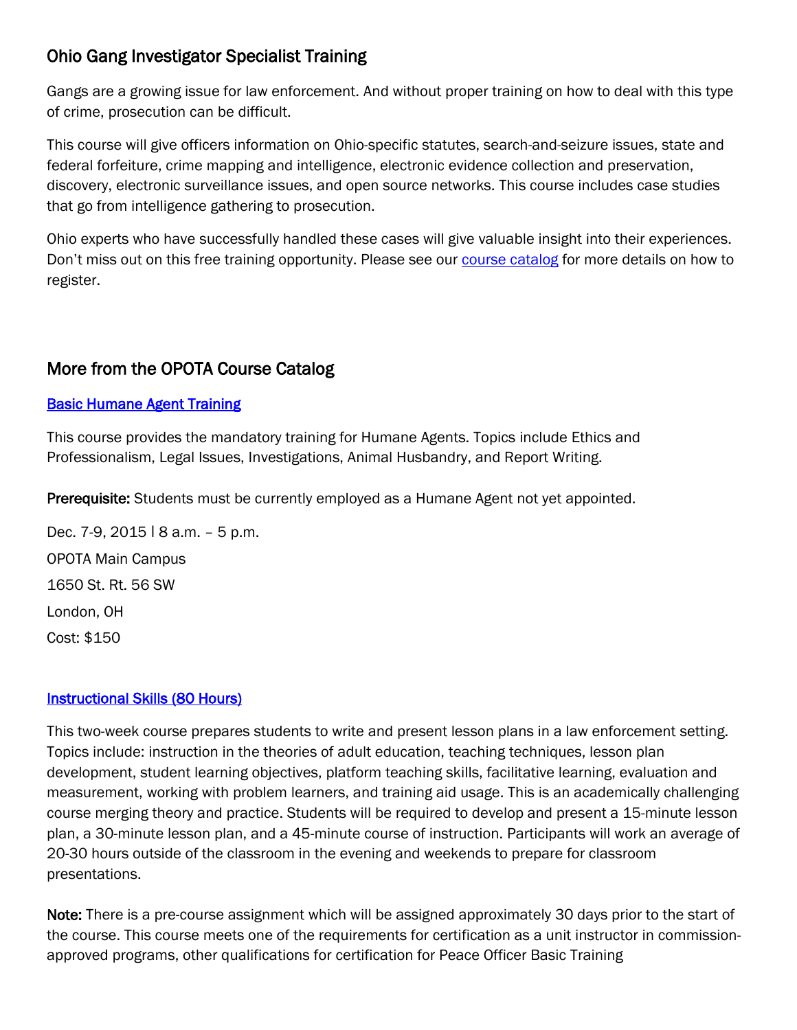## Ohio Gang Investigator Specialist Training

Gangs are a growing issue for law enforcement. And without proper training on how to deal with this type of crime, prosecution can be difficult.

This course will give officers information on Ohio-specific statutes, search-and-seizure issues, state and federal forfeiture, crime mapping and intelligence, electronic evidence collection and preservation, discovery, electronic surveillance issues, and open source networks. This course includes case studies that go from intelligence gathering to prosecution.

Ohio experts who have successfully handled these cases will give valuable insight into their experiences. Don't miss out on this free training opportunity. Please see our course catalog for more details on how to register.

## More from the OPOTA Course Catalog

### Basic Humane Agent Training

This course provides the mandatory training for Humane Agents. Topics include Ethics and Professionalism, Legal Issues, Investigations, Animal Husbandry, and Report Writing.

**Prerequisite:** Students must be currently employed as a Humane Agent not yet appointed.

Dec. 7-9, 2015 l 8 a.m. – 5 p.m.

OPOTA Main Campus

1650 St. Rt. 56 SW

London, OH

Cost: $150

### Instructional Skills (80 Hours)

This two-week course prepares students to write and present lesson plans in a law enforcement setting. Topics include: instruction in the theories of adult education, teaching techniques, lesson plan development, student learning objectives, platform teaching skills, facilitative learning, evaluation and measurement, working with problem learners, and training aid usage. This is an academically challenging course merging theory and practice. Students will be required to develop and present a 15-minute lesson plan, a 30-minute lesson plan, and a 45-minute course of instruction. Participants will work an average of 20-30 hours outside of the classroom in the evening and weekends to prepare for classroom presentations.

**Note:** There is a pre-course assignment which will be assigned approximately 30 days prior to the start of the course. This course meets one of the requirements for certification as a unit instructor in commission-approved programs, other qualifications for certification for Peace Officer Basic Training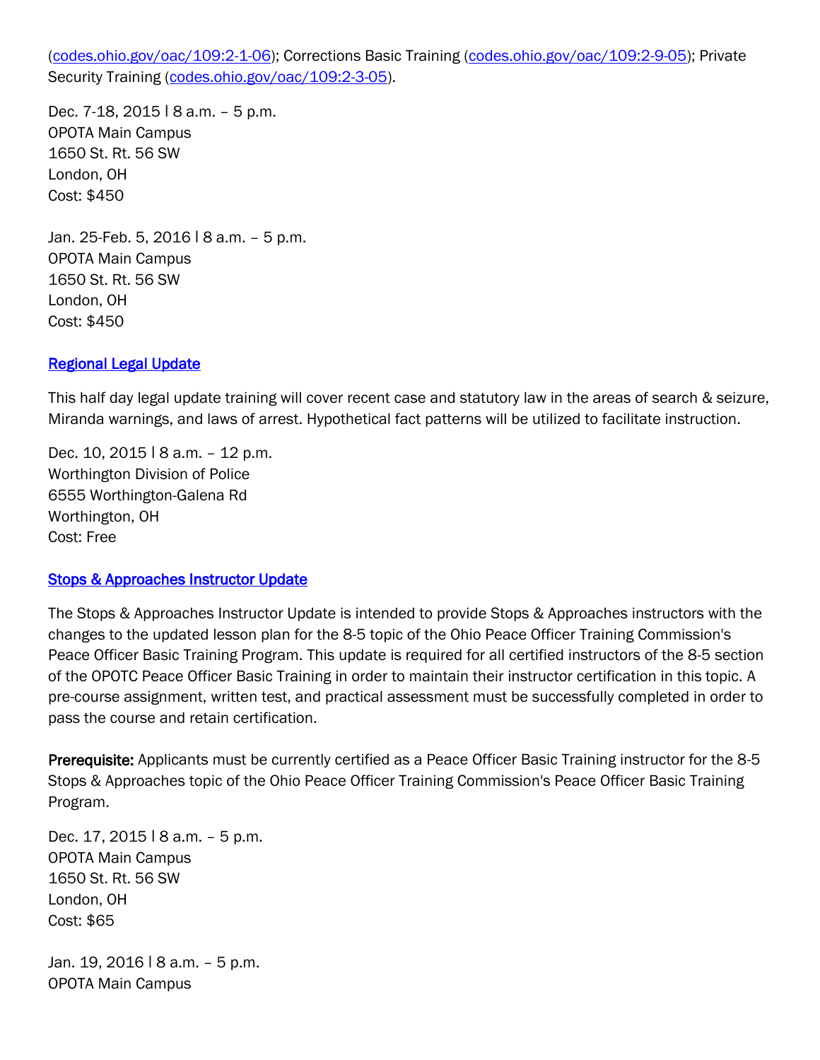(codes.ohio.gov/oac/109:2-1-06); Corrections Basic Training (codes.ohio.gov/oac/109:2-9-05); Private Security Training (codes.ohio.gov/oac/109:2-3-05).

Dec. 7-18, 2015 | 8 a.m. – 5 p.m.
OPOTA Main Campus
1650 St. Rt. 56 SW
London, OH
Cost: $450

Jan. 25-Feb. 5, 2016 | 8 a.m. – 5 p.m.
OPOTA Main Campus
1650 St. Rt. 56 SW
London, OH
Cost: $450

## Regional Legal Update

This half day legal update training will cover recent case and statutory law in the areas of search & seizure, Miranda warnings, and laws of arrest. Hypothetical fact patterns will be utilized to facilitate instruction.

Dec. 10, 2015 | 8 a.m. – 12 p.m.
Worthington Division of Police
6555 Worthington-Galena Rd
Worthington, OH
Cost: Free

## Stops & Approaches Instructor Update

The Stops & Approaches Instructor Update is intended to provide Stops & Approaches instructors with the changes to the updated lesson plan for the 8-5 topic of the Ohio Peace Officer Training Commission's Peace Officer Basic Training Program. This update is required for all certified instructors of the 8-5 section of the OPOTC Peace Officer Basic Training in order to maintain their instructor certification in this topic. A pre-course assignment, written test, and practical assessment must be successfully completed in order to pass the course and retain certification.

**Prerequisite:** Applicants must be currently certified as a Peace Officer Basic Training instructor for the 8-5 Stops & Approaches topic of the Ohio Peace Officer Training Commission's Peace Officer Basic Training Program.

Dec. 17, 2015 | 8 a.m. – 5 p.m.
OPOTA Main Campus
1650 St. Rt. 56 SW
London, OH
Cost: $65

Jan. 19, 2016 | 8 a.m. – 5 p.m.
OPOTA Main Campus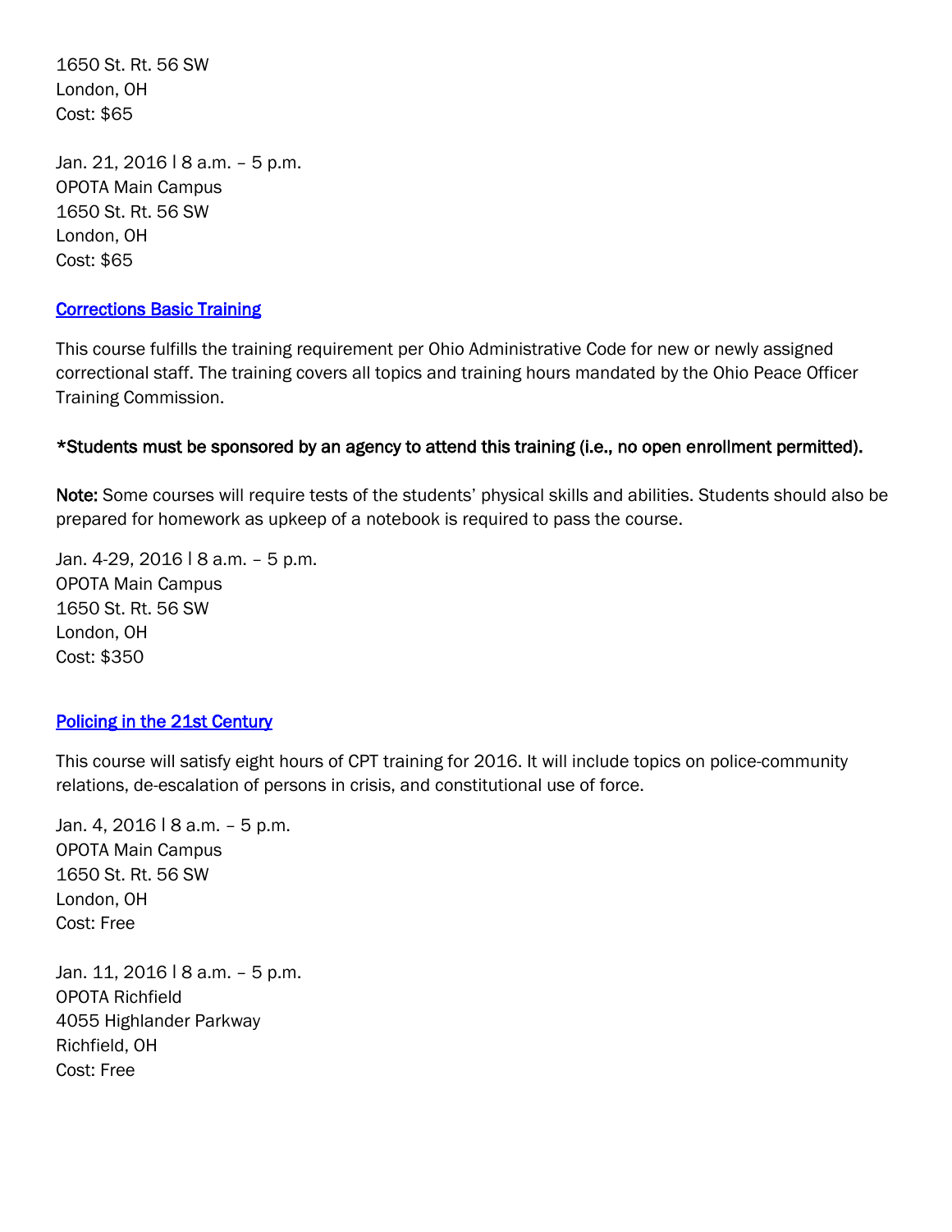1650 St. Rt. 56 SW
London, OH
Cost: $65

Jan. 21, 2016 l 8 a.m. – 5 p.m.
OPOTA Main Campus
1650 St. Rt. 56 SW
London, OH
Cost: $65

[Corrections Basic Training]

This course fulfills the training requirement per Ohio Administrative Code for new or newly assigned correctional staff. The training covers all topics and training hours mandated by the Ohio Peace Officer Training Commission.

**\*Students must be sponsored by an agency to attend this training (i.e., no open enrollment permitted).**

**Note:** Some courses will require tests of the students' physical skills and abilities. Students should also be prepared for homework as upkeep of a notebook is required to pass the course.

Jan. 4-29, 2016 l 8 a.m. – 5 p.m.
OPOTA Main Campus
1650 St. Rt. 56 SW
London, OH
Cost: $350

[Policing in the 21st Century]

This course will satisfy eight hours of CPT training for 2016. It will include topics on police-community relations, de-escalation of persons in crisis, and constitutional use of force.

Jan. 4, 2016 l 8 a.m. – 5 p.m.
OPOTA Main Campus
1650 St. Rt. 56 SW
London, OH
Cost: Free

Jan. 11, 2016 l 8 a.m. – 5 p.m.
OPOTA Richfield
4055 Highlander Parkway
Richfield, OH
Cost: Free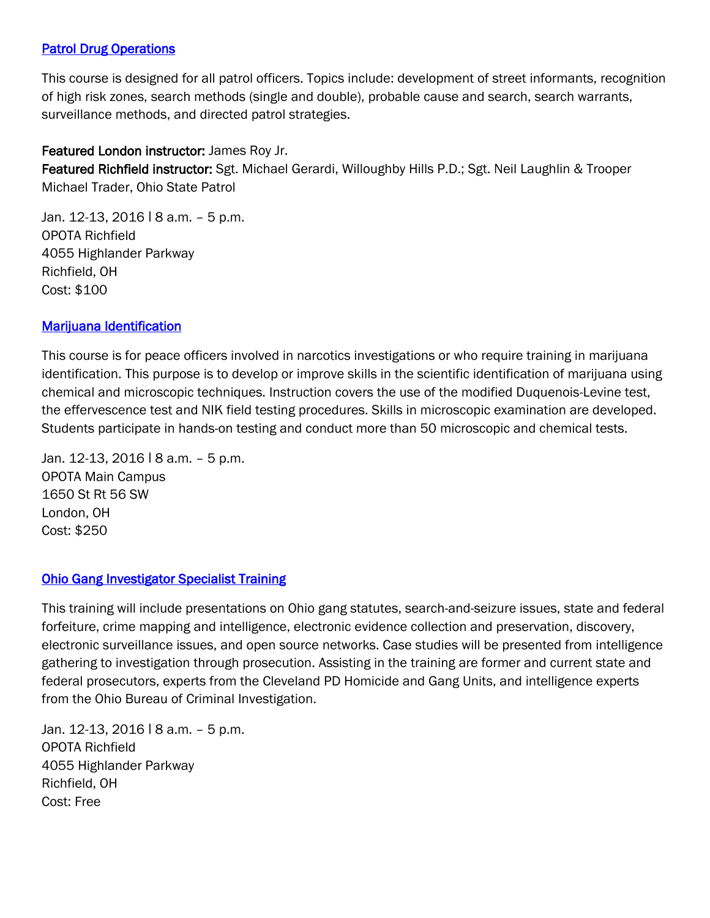### Patrol Drug Operations

This course is designed for all patrol officers. Topics include: development of street informants, recognition of high risk zones, search methods (single and double), probable cause and search, search warrants, surveillance methods, and directed patrol strategies.

**Featured London instructor:** James Roy Jr.
**Featured Richfield instructor:** Sgt. Michael Gerardi, Willoughby Hills P.D.; Sgt. Neil Laughlin & Trooper Michael Trader, Ohio State Patrol

Jan. 12-13, 2016 | 8 a.m. – 5 p.m.
OPOTA Richfield
4055 Highlander Parkway
Richfield, OH
Cost: $100

### Marijuana Identification

This course is for peace officers involved in narcotics investigations or who require training in marijuana identification. This purpose is to develop or improve skills in the scientific identification of marijuana using chemical and microscopic techniques. Instruction covers the use of the modified Duquenois-Levine test, the effervescence test and NIK field testing procedures. Skills in microscopic examination are developed. Students participate in hands-on testing and conduct more than 50 microscopic and chemical tests.

Jan. 12-13, 2016 | 8 a.m. – 5 p.m.
OPOTA Main Campus
1650 St Rt 56 SW
London, OH
Cost: $250

### Ohio Gang Investigator Specialist Training

This training will include presentations on Ohio gang statutes, search-and-seizure issues, state and federal forfeiture, crime mapping and intelligence, electronic evidence collection and preservation, discovery, electronic surveillance issues, and open source networks. Case studies will be presented from intelligence gathering to investigation through prosecution. Assisting in the training are former and current state and federal prosecutors, experts from the Cleveland PD Homicide and Gang Units, and intelligence experts from the Ohio Bureau of Criminal Investigation.

Jan. 12-13, 2016 | 8 a.m. – 5 p.m.
OPOTA Richfield
4055 Highlander Parkway
Richfield, OH
Cost: Free